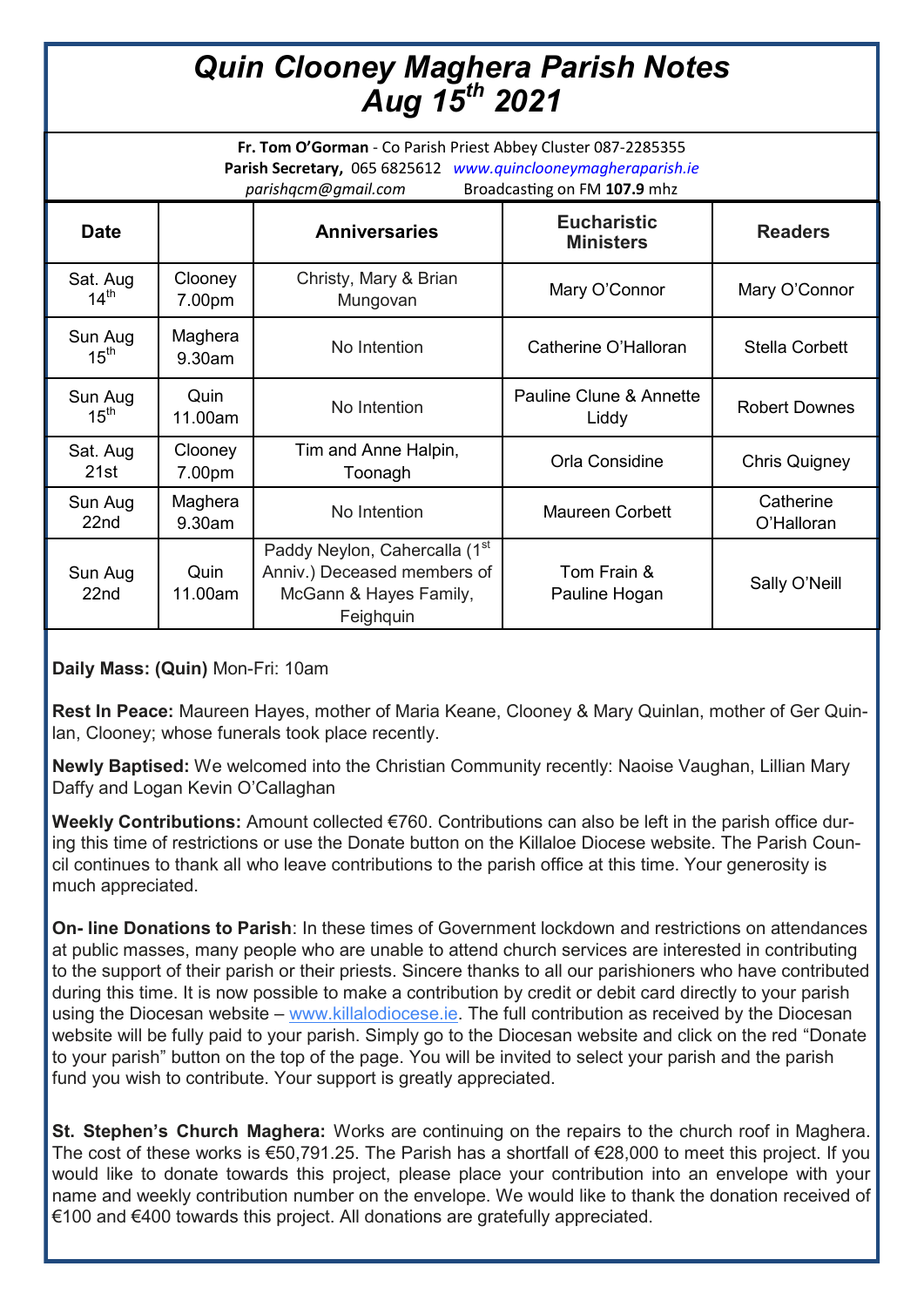# *Quin Clooney Maghera Parish Notes Aug 15th 2021*

**Fr. Tom O'Gorman** - Co Parish Priest Abbey Cluster 087-2285355
**Parish Secretary,** 065 6825612 *www.quinclooneymagheraparish.ie*
*parishqcm@gmail.com* Broadcasting on FM **107.9** mhz

| Date | | Anniversaries | Eucharistic Ministers | Readers |
|---|---|---|---|---|
| Sat. Aug 14th | Clooney 7.00pm | Christy, Mary & Brian Mungovan | Mary O'Connor | Mary O'Connor |
| Sun Aug 15th | Maghera 9.30am | No Intention | Catherine O'Halloran | Stella Corbett |
| Sun Aug 15th | Quin 11.00am | No Intention | Pauline Clune & Annette Liddy | Robert Downes |
| Sat. Aug 21st | Clooney 7.00pm | Tim and Anne Halpin, Toonagh | Orla Considine | Chris Quigney |
| Sun Aug 22nd | Maghera 9.30am | No Intention | Maureen Corbett | Catherine O'Halloran |
| Sun Aug 22nd | Quin 11.00am | Paddy Neylon, Cahercalla (1st Anniv.) Deceased members of McGann & Hayes Family, Feighquin | Tom Frain & Pauline Hogan | Sally O'Neill |

**Daily Mass: (Quin)** Mon-Fri: 10am

**Rest In Peace:** Maureen Hayes, mother of Maria Keane, Clooney & Mary Quinlan, mother of Ger Quinlan, Clooney; whose funerals took place recently.

**Newly Baptised:** We welcomed into the Christian Community recently: Naoise Vaughan, Lillian Mary Daffy and Logan Kevin O'Callaghan

**Weekly Contributions:** Amount collected €760. Contributions can also be left in the parish office during this time of restrictions or use the Donate button on the Killaloe Diocese website. The Parish Council continues to thank all who leave contributions to the parish office at this time. Your generosity is much appreciated.

**On- line Donations to Parish**: In these times of Government lockdown and restrictions on attendances at public masses, many people who are unable to attend church services are interested in contributing to the support of their parish or their priests. Sincere thanks to all our parishioners who have contributed during this time. It is now possible to make a contribution by credit or debit card directly to your parish using the Diocesan website – www.killalodiocese.ie. The full contribution as received by the Diocesan website will be fully paid to your parish. Simply go to the Diocesan website and click on the red "Donate to your parish" button on the top of the page. You will be invited to select your parish and the parish fund you wish to contribute. Your support is greatly appreciated.

**St. Stephen's Church Maghera:** Works are continuing on the repairs to the church roof in Maghera. The cost of these works is €50,791.25. The Parish has a shortfall of €28,000 to meet this project. If you would like to donate towards this project, please place your contribution into an envelope with your name and weekly contribution number on the envelope. We would like to thank the donation received of €100 and €400 towards this project. All donations are gratefully appreciated.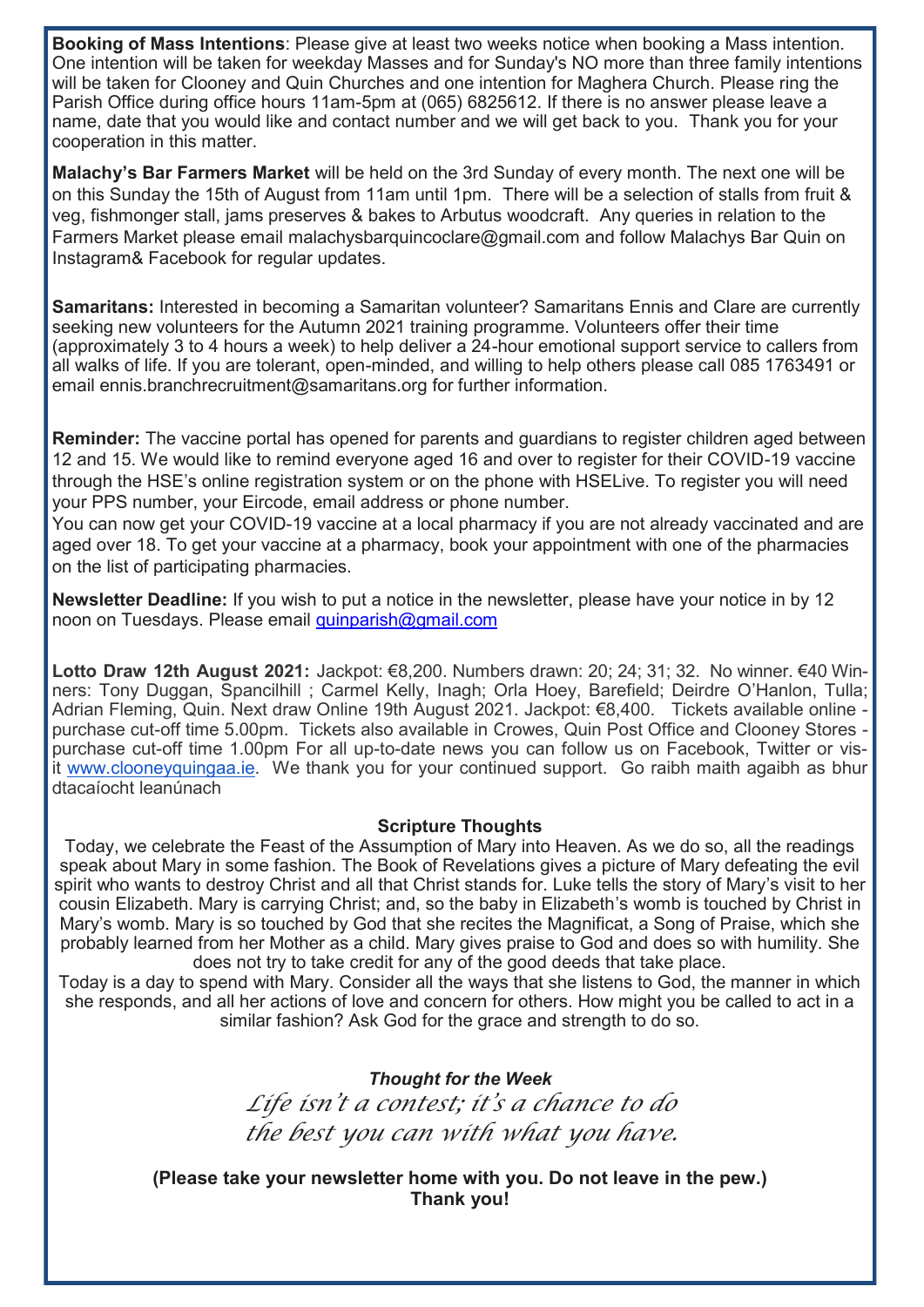**Booking of Mass Intentions**: Please give at least two weeks notice when booking a Mass intention. One intention will be taken for weekday Masses and for Sunday's NO more than three family intentions will be taken for Clooney and Quin Churches and one intention for Maghera Church. Please ring the Parish Office during office hours 11am-5pm at (065) 6825612. If there is no answer please leave a name, date that you would like and contact number and we will get back to you. Thank you for your cooperation in this matter.

**Malachy's Bar Farmers Market** will be held on the 3rd Sunday of every month. The next one will be on this Sunday the 15th of August from 11am until 1pm. There will be a selection of stalls from fruit & veg, fishmonger stall, jams preserves & bakes to Arbutus woodcraft. Any queries in relation to the Farmers Market please email malachysbarquincoclare@gmail.com and follow Malachys Bar Quin on Instagram& Facebook for regular updates.

**Samaritans:** Interested in becoming a Samaritan volunteer? Samaritans Ennis and Clare are currently seeking new volunteers for the Autumn 2021 training programme. Volunteers offer their time (approximately 3 to 4 hours a week) to help deliver a 24-hour emotional support service to callers from all walks of life. If you are tolerant, open-minded, and willing to help others please call 085 1763491 or email ennis.branchrecruitment@samaritans.org for further information.

**Reminder:** The vaccine portal has opened for parents and guardians to register children aged between 12 and 15. We would like to remind everyone aged 16 and over to register for their COVID-19 vaccine through the HSE's online registration system or on the phone with HSELive. To register you will need your PPS number, your Eircode, email address or phone number.

You can now get your COVID-19 vaccine at a local pharmacy if you are not already vaccinated and are aged over 18. To get your vaccine at a pharmacy, book your appointment with one of the pharmacies on the list of participating pharmacies.

**Newsletter Deadline:** If you wish to put a notice in the newsletter, please have your notice in by 12 noon on Tuesdays. Please email quinparish@gmail.com

**Lotto Draw 12th August 2021:** Jackpot: €8,200. Numbers drawn: 20; 24; 31; 32. No winner. €40 Winners: Tony Duggan, Spancilhill ; Carmel Kelly, Inagh; Orla Hoey, Barefield; Deirdre O'Hanlon, Tulla; Adrian Fleming, Quin. Next draw Online 19th August 2021. Jackpot: €8,400. Tickets available online - purchase cut-off time 5.00pm. Tickets also available in Crowes, Quin Post Office and Clooney Stores - purchase cut-off time 1.00pm For all up-to-date news you can follow us on Facebook, Twitter or visit www.clooneyquingaa.ie. We thank you for your continued support. Go raibh maith agaibh as bhur dtacaíocht leanúnach

### Scripture Thoughts

Today, we celebrate the Feast of the Assumption of Mary into Heaven. As we do so, all the readings speak about Mary in some fashion. The Book of Revelations gives a picture of Mary defeating the evil spirit who wants to destroy Christ and all that Christ stands for. Luke tells the story of Mary's visit to her cousin Elizabeth. Mary is carrying Christ; and, so the baby in Elizabeth's womb is touched by Christ in Mary's womb. Mary is so touched by God that she recites the Magnificat, a Song of Praise, which she probably learned from her Mother as a child. Mary gives praise to God and does so with humility. She does not try to take credit for any of the good deeds that take place.

Today is a day to spend with Mary. Consider all the ways that she listens to God, the manner in which she responds, and all her actions of love and concern for others. How might you be called to act in a similar fashion? Ask God for the grace and strength to do so.

***Thought for the Week***

*Life isn't a contest; it's a chance to do the best you can with what you have.*

**(Please take your newsletter home with you. Do not leave in the pew.)**
**Thank you!**